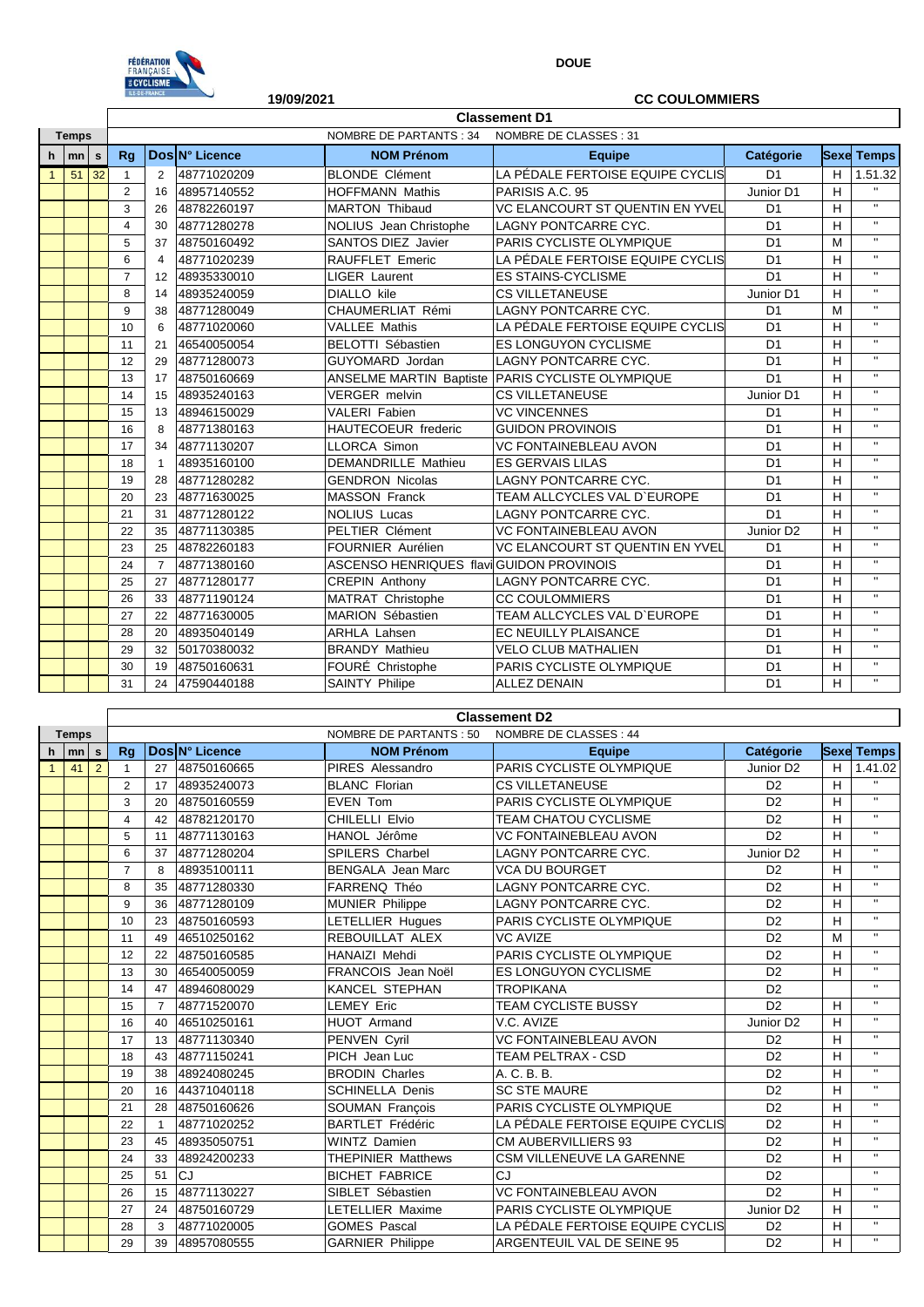**DOUE**

19/09/2021

**CC COULOMMIERS**

## Classement D1

NOMBRE DE PARTANTS : 34 NOMBRE DE CLASSES : 31

| Temps | | | Rg | Dos | N° Licence | NOM Prénom | Equipe | Catégorie | Sexe | Temps |
|---|---|---|---|---|---|---|---|---|---|---|
| h | mn | s | | | | | | | | |
| 1 | 51 | 32 | 1 | 2 | 48771020209 | BLONDE Clément | LA PÉDALE FERTOISE EQUIPE CYCLIS | D1 | H | 1.51.32 |
| | | | 2 | 16 | 48957140552 | HOFFMANN Mathis | PARISIS A.C. 95 | Junior D1 | H | " |
| | | | 3 | 26 | 48782260197 | MARTON Thibaud | VC ELANCOURT ST QUENTIN EN YVEL | D1 | H | " |
| | | | 4 | 30 | 48771280278 | NOLIUS Jean Christophe | LAGNY PONTCARRE CYC. | D1 | H | " |
| | | | 5 | 37 | 48750160492 | SANTOS DIEZ Javier | PARIS CYCLISTE OLYMPIQUE | D1 | M | " |
| | | | 6 | 4 | 48771020239 | RAUFFLET Emeric | LA PÉDALE FERTOISE EQUIPE CYCLIS | D1 | H | " |
| | | | 7 | 12 | 48935330010 | LIGER Laurent | ES STAINS-CYCLISME | D1 | H | " |
| | | | 8 | 14 | 48935240059 | DIALLO kile | CS VILLETANEUSE | Junior D1 | H | " |
| | | | 9 | 38 | 48771280049 | CHAUMERLIAT Rémi | LAGNY PONTCARRE CYC. | D1 | M | " |
| | | | 10 | 6 | 48771020060 | VALLEE Mathis | LA PÉDALE FERTOISE EQUIPE CYCLIS | D1 | H | " |
| | | | 11 | 21 | 46540050054 | BELOTTI Sébastien | ES LONGUYON CYCLISME | D1 | H | " |
| | | | 12 | 29 | 48771280073 | GUYOMARD Jordan | LAGNY PONTCARRE CYC. | D1 | H | " |
| | | | 13 | 17 | 48750160669 | ANSELME MARTIN Baptiste | PARIS CYCLISTE OLYMPIQUE | D1 | H | " |
| | | | 14 | 15 | 48935240163 | VERGER melvin | CS VILLETANEUSE | Junior D1 | H | " |
| | | | 15 | 13 | 48946150029 | VALERI Fabien | VC VINCENNES | D1 | H | " |
| | | | 16 | 8 | 48771380163 | HAUTECOEUR frederic | GUIDON PROVINOIS | D1 | H | " |
| | | | 17 | 34 | 48771130207 | LLORCA Simon | VC FONTAINEBLEAU AVON | D1 | H | " |
| | | | 18 | 1 | 48935160100 | DEMANDRILLE Mathieu | ES GERVAIS LILAS | D1 | H | " |
| | | | 19 | 28 | 48771280282 | GENDRON Nicolas | LAGNY PONTCARRE CYC. | D1 | H | " |
| | | | 20 | 23 | 48771630025 | MASSON Franck | TEAM ALLCYCLES VAL D`EUROPE | D1 | H | " |
| | | | 21 | 31 | 48771280122 | NOLIUS Lucas | LAGNY PONTCARRE CYC. | D1 | H | " |
| | | | 22 | 35 | 48771130385 | PELTIER Clément | VC FONTAINEBLEAU AVON | Junior D2 | H | " |
| | | | 23 | 25 | 48782260183 | FOURNIER Aurélien | VC ELANCOURT ST QUENTIN EN YVEL | D1 | H | " |
| | | | 24 | 7 | 48771380160 | ASCENSO HENRIQUES flavi | GUIDON PROVINOIS | D1 | H | " |
| | | | 25 | 27 | 48771280177 | CREPIN Anthony | LAGNY PONTCARRE CYC. | D1 | H | " |
| | | | 26 | 33 | 48771190124 | MATRAT Christophe | CC COULOMMIERS | D1 | H | " |
| | | | 27 | 22 | 48771630005 | MARION Sébastien | TEAM ALLCYCLES VAL D`EUROPE | D1 | H | " |
| | | | 28 | 20 | 48935040149 | ARHLA Lahsen | EC NEUILLY PLAISANCE | D1 | H | " |
| | | | 29 | 32 | 50170380032 | BRANDY Mathieu | VELO CLUB MATHALIEN | D1 | H | " |
| | | | 30 | 19 | 48750160631 | FOURÉ Christophe | PARIS CYCLISTE OLYMPIQUE | D1 | H | " |
| | | | 31 | 24 | 47590440188 | SAINTY Philipe | ALLEZ DENAIN | D1 | H | " |

## Classement D2

NOMBRE DE PARTANTS : 50 NOMBRE DE CLASSES : 44

| Temps | | | Rg | Dos | N° Licence | NOM Prénom | Equipe | Catégorie | Sexe | Temps |
|---|---|---|---|---|---|---|---|---|---|---|
| h | mn | s | | | | | | | | |
| 1 | 41 | 2 | 1 | 27 | 48750160665 | PIRES Alessandro | PARIS CYCLISTE OLYMPIQUE | Junior D2 | H | 1.41.02 |
| | | | 2 | 17 | 48935240073 | BLANC Florian | CS VILLETANEUSE | D2 | H | " |
| | | | 3 | 20 | 48750160559 | EVEN Tom | PARIS CYCLISTE OLYMPIQUE | D2 | H | " |
| | | | 4 | 42 | 48782120170 | CHILELLI Elvio | TEAM CHATOU CYCLISME | D2 | H | " |
| | | | 5 | 11 | 48771130163 | HANOL Jérôme | VC FONTAINEBLEAU AVON | D2 | H | " |
| | | | 6 | 37 | 48771280204 | SPILERS Charbel | LAGNY PONTCARRE CYC. | Junior D2 | H | " |
| | | | 7 | 8 | 48935100111 | BENGALA Jean Marc | VCA DU BOURGET | D2 | H | " |
| | | | 8 | 35 | 48771280330 | FARRENQ Théo | LAGNY PONTCARRE CYC. | D2 | H | " |
| | | | 9 | 36 | 48771280109 | MUNIER Philippe | LAGNY PONTCARRE CYC. | D2 | H | " |
| | | | 10 | 23 | 48750160593 | LETELLIER Hugues | PARIS CYCLISTE OLYMPIQUE | D2 | H | " |
| | | | 11 | 49 | 46510250162 | REBOUILLAT ALEX | VC AVIZE | D2 | M | " |
| | | | 12 | 22 | 48750160585 | HANAIZI Mehdi | PARIS CYCLISTE OLYMPIQUE | D2 | H | " |
| | | | 13 | 30 | 46540050059 | FRANCOIS Jean Noël | ES LONGUYON CYCLISME | D2 | H | " |
| | | | 14 | 47 | 48946080029 | KANCEL STEPHAN | TROPIKANA | D2 | | " |
| | | | 15 | 7 | 48771520070 | LEMEY Eric | TEAM CYCLISTE BUSSY | D2 | H | " |
| | | | 16 | 40 | 46510250161 | HUOT Armand | V.C. AVIZE | Junior D2 | H | " |
| | | | 17 | 13 | 48771130340 | PENVEN Cyril | VC FONTAINEBLEAU AVON | D2 | H | " |
| | | | 18 | 43 | 48771150241 | PICH Jean Luc | TEAM PELTRAX - CSD | D2 | H | " |
| | | | 19 | 38 | 48924080245 | BRODIN Charles | A. C. B. B. | D2 | H | " |
| | | | 20 | 16 | 44371040118 | SCHINELLA Denis | SC STE MAURE | D2 | H | " |
| | | | 21 | 28 | 48750160626 | SOUMAN François | PARIS CYCLISTE OLYMPIQUE | D2 | H | " |
| | | | 22 | 1 | 48771020252 | BARTLET Frédéric | LA PÉDALE FERTOISE EQUIPE CYCLIS | D2 | H | " |
| | | | 23 | 45 | 48935050751 | WINTZ Damien | CM AUBERVILLIERS 93 | D2 | H | " |
| | | | 24 | 33 | 48924200233 | THEPINIER Matthews | CSM VILLENEUVE LA GARENNE | D2 | H | " |
| | | | 25 | 51 | CJ | BICHET FABRICE | CJ | D2 | | " |
| | | | 26 | 15 | 48771130227 | SIBLET Sébastien | VC FONTAINEBLEAU AVON | D2 | H | " |
| | | | 27 | 24 | 48750160729 | LETELLIER Maxime | PARIS CYCLISTE OLYMPIQUE | Junior D2 | H | " |
| | | | 28 | 3 | 48771020005 | GOMES Pascal | LA PÉDALE FERTOISE EQUIPE CYCLIS | D2 | H | " |
| | | | 29 | 39 | 48957080555 | GARNIER Philippe | ARGENTEUIL VAL DE SEINE 95 | D2 | H | " |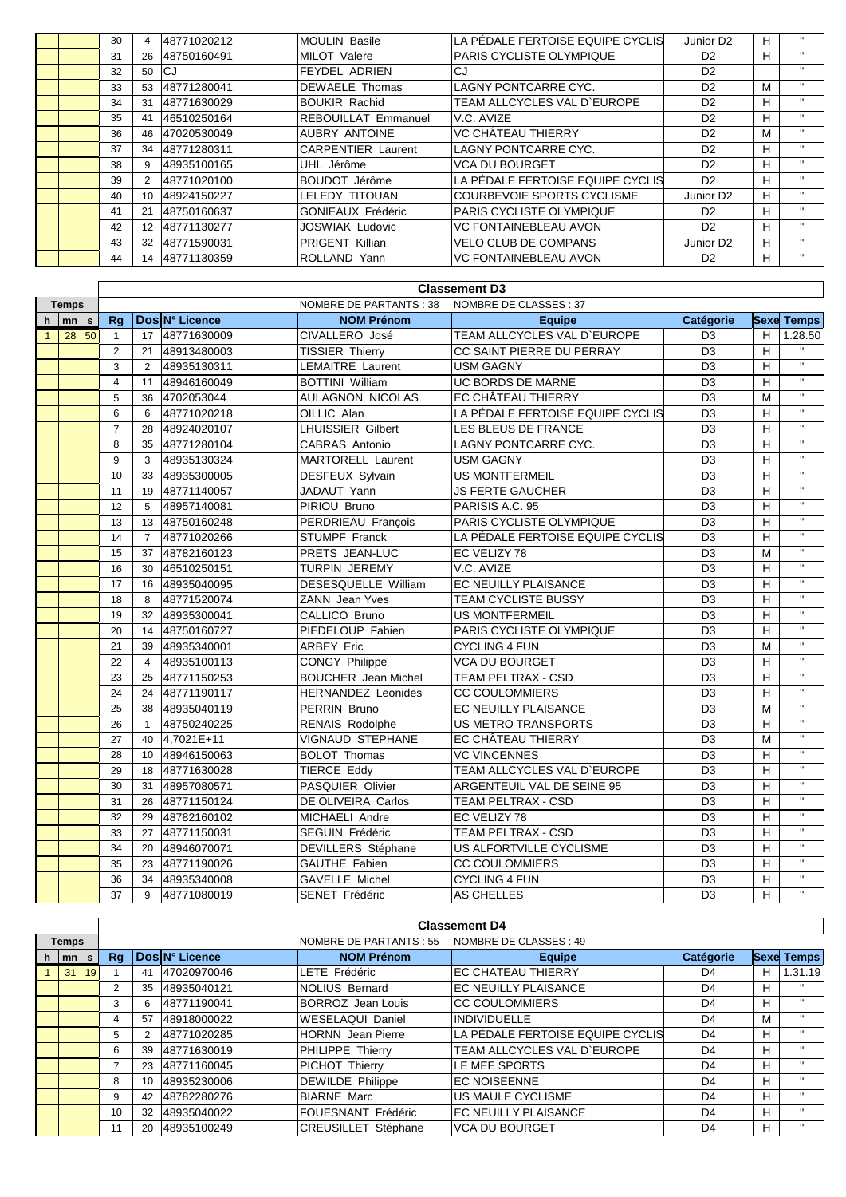| h | mn | s | Rg | Dos | N° Licence | NOM Prénom | Equipe | Catégorie | Sexe | Temps |
|---|---|---|---|---|---|---|---|---|---|---|
| | | | 30 | 4 | 48771020212 | MOULIN Basile | LA PÉDALE FERTOISE EQUIPE CYCLIS | Junior D2 | H | " |
| | | | 31 | 26 | 48750160491 | MILOT Valere | PARIS CYCLISTE OLYMPIQUE | D2 | H | " |
| | | | 32 | 50 | CJ | FEYDEL ADRIEN | CJ | D2 | | " |
| | | | 33 | 53 | 48771280041 | DEWAELE Thomas | LAGNY PONTCARRE CYC. | D2 | M | " |
| | | | 34 | 31 | 48771630029 | BOUKIR Rachid | TEAM ALLCYCLES VAL D`EUROPE | D2 | H | " |
| | | | 35 | 41 | 46510250164 | REBOUILLAT Emmanuel | V.C. AVIZE | D2 | H | " |
| | | | 36 | 46 | 47020530049 | AUBRY ANTOINE | VC CHÂTEAU THIERRY | D2 | M | " |
| | | | 37 | 34 | 48771280311 | CARPENTIER Laurent | LAGNY PONTCARRE CYC. | D2 | H | " |
| | | | 38 | 9 | 48935100165 | UHL Jérôme | VCA DU BOURGET | D2 | H | " |
| | | | 39 | 2 | 48771020100 | BOUDOT Jérôme | LA PÉDALE FERTOISE EQUIPE CYCLIS | D2 | H | " |
| | | | 40 | 10 | 48924150227 | LELEDY TITOUAN | COURBEVOIE SPORTS CYCLISME | Junior D2 | H | " |
| | | | 41 | 21 | 48750160637 | GONIEAUX Frédéric | PARIS CYCLISTE OLYMPIQUE | D2 | H | " |
| | | | 42 | 12 | 48771130277 | JOSWIAK Ludovic | VC FONTAINEBLEAU AVON | D2 | H | " |
| | | | 43 | 32 | 48771590031 | PRIGENT Killian | VELO CLUB DE COMPANS | Junior D2 | H | " |
| | | | 44 | 14 | 48771130359 | ROLLAND Yann | VC FONTAINEBLEAU AVON | D2 | H | " |

## Classement D3

NOMBRE DE PARTANTS : 38 NOMBRE DE CLASSES : 37

| Temps | | | | | | | | | | |
|---|---|---|---|---|---|---|---|---|---|---|
| h | mn | s | Rg | Dos | N° Licence | NOM Prénom | Equipe | Catégorie | Sexe | Temps |
| 1 | 28 | 50 | 1 | 17 | 48771630009 | CIVALLERO José | TEAM ALLCYCLES VAL D`EUROPE | D3 | H | 1.28.50 |
| | | | 2 | 21 | 48913480003 | TISSIER Thierry | CC SAINT PIERRE DU PERRAY | D3 | H | " |
| | | | 3 | 2 | 48935130311 | LEMAITRE Laurent | USM GAGNY | D3 | H | " |
| | | | 4 | 11 | 48946160049 | BOTTINI William | UC BORDS DE MARNE | D3 | H | " |
| | | | 5 | 36 | 4702053044 | AULAGNON NICOLAS | EC CHÂTEAU THIERRY | D3 | M | " |
| | | | 6 | 6 | 48771020218 | OILLIC Alan | LA PÉDALE FERTOISE EQUIPE CYCLIS | D3 | H | " |
| | | | 7 | 28 | 48924020107 | LHUISSIER Gilbert | LES BLEUS DE FRANCE | D3 | H | " |
| | | | 8 | 35 | 48771280104 | CABRAS Antonio | LAGNY PONTCARRE CYC. | D3 | H | " |
| | | | 9 | 3 | 48935130324 | MARTORELL Laurent | USM GAGNY | D3 | H | " |
| | | | 10 | 33 | 48935300005 | DESFEUX Sylvain | US MONTFERMEIL | D3 | H | " |
| | | | 11 | 19 | 48771140057 | JADAUT Yann | JS FERTE GAUCHER | D3 | H | " |
| | | | 12 | 5 | 48957140081 | PIRIOU Bruno | PARISIS A.C. 95 | D3 | H | " |
| | | | 13 | 13 | 48750160248 | PERDRIEAU François | PARIS CYCLISTE OLYMPIQUE | D3 | H | " |
| | | | 14 | 7 | 48771020266 | STUMPF Franck | LA PÉDALE FERTOISE EQUIPE CYCLIS | D3 | H | " |
| | | | 15 | 37 | 48782160123 | PRETS JEAN-LUC | EC VELIZY 78 | D3 | M | " |
| | | | 16 | 30 | 46510250151 | TURPIN JEREMY | V.C. AVIZE | D3 | H | " |
| | | | 17 | 16 | 48935040095 | DESESQUELLE William | EC NEUILLY PLAISANCE | D3 | H | " |
| | | | 18 | 8 | 48771520074 | ZANN Jean Yves | TEAM CYCLISTE BUSSY | D3 | H | " |
| | | | 19 | 32 | 48935300041 | CALLICO Bruno | US MONTFERMEIL | D3 | H | " |
| | | | 20 | 14 | 48750160727 | PIEDELOUP Fabien | PARIS CYCLISTE OLYMPIQUE | D3 | H | " |
| | | | 21 | 39 | 48935340001 | ARBEY Eric | CYCLING 4 FUN | D3 | M | " |
| | | | 22 | 4 | 48935100113 | CONGY Philippe | VCA DU BOURGET | D3 | H | " |
| | | | 23 | 25 | 48771150253 | BOUCHER Jean Michel | TEAM PELTRAX - CSD | D3 | H | " |
| | | | 24 | 24 | 48771190117 | HERNANDEZ Leonides | CC COULOMMIERS | D3 | H | " |
| | | | 25 | 38 | 48935040119 | PERRIN Bruno | EC NEUILLY PLAISANCE | D3 | M | " |
| | | | 26 | 1 | 48750240225 | RENAIS Rodolphe | US METRO TRANSPORTS | D3 | H | " |
| | | | 27 | 40 | 4,7021E+11 | VIGNAUD STEPHANE | EC CHÂTEAU THIERRY | D3 | M | " |
| | | | 28 | 10 | 48946150063 | BOLOT Thomas | VC VINCENNES | D3 | H | " |
| | | | 29 | 18 | 48771630028 | TIERCE Eddy | TEAM ALLCYCLES VAL D`EUROPE | D3 | H | " |
| | | | 30 | 31 | 48957080571 | PASQUIER Olivier | ARGENTEUIL VAL DE SEINE 95 | D3 | H | " |
| | | | 31 | 26 | 48771150124 | DE OLIVEIRA Carlos | TEAM PELTRAX - CSD | D3 | H | " |
| | | | 32 | 29 | 48782160102 | MICHAELI Andre | EC VELIZY 78 | D3 | H | " |
| | | | 33 | 27 | 48771150031 | SEGUIN Frédéric | TEAM PELTRAX - CSD | D3 | H | " |
| | | | 34 | 20 | 48946070071 | DEVILLERS Stéphane | US ALFORTVILLE CYCLISME | D3 | H | " |
| | | | 35 | 23 | 48771190026 | GAUTHE Fabien | CC COULOMMIERS | D3 | H | " |
| | | | 36 | 34 | 48935340008 | GAVELLE Michel | CYCLING 4 FUN | D3 | H | " |
| | | | 37 | 9 | 48771080019 | SENET Frédéric | AS CHELLES | D3 | H | " |

## Classement D4

NOMBRE DE PARTANTS : 55 NOMBRE DE CLASSES : 49

| Temps | | | | | | | | | | |
|---|---|---|---|---|---|---|---|---|---|---|
| h | mn | s | Rg | Dos | N° Licence | NOM Prénom | Equipe | Catégorie | Sexe | Temps |
| 1 | 31 | 19 | 1 | 41 | 47020970046 | LETE Frédéric | EC CHATEAU THIERRY | D4 | H | 1.31.19 |
| | | | 2 | 35 | 48935040121 | NOLIUS Bernard | EC NEUILLY PLAISANCE | D4 | H | " |
| | | | 3 | 6 | 48771190041 | BORROZ Jean Louis | CC COULOMMIERS | D4 | H | " |
| | | | 4 | 57 | 48918000022 | WESELAQUI Daniel | INDIVIDUELLE | D4 | M | " |
| | | | 5 | 2 | 48771020285 | HORNN Jean Pierre | LA PÉDALE FERTOISE EQUIPE CYCLIS | D4 | H | " |
| | | | 6 | 39 | 48771630019 | PHILIPPE Thierry | TEAM ALLCYCLES VAL D`EUROPE | D4 | H | " |
| | | | 7 | 23 | 48771160045 | PICHOT Thierry | LE MEE SPORTS | D4 | H | " |
| | | | 8 | 10 | 48935230006 | DEWILDE Philippe | EC NOISEENNE | D4 | H | " |
| | | | 9 | 42 | 48782280276 | BIARNE Marc | US MAULE CYCLISME | D4 | H | " |
| | | | 10 | 32 | 48935040022 | FOUESNANT Frédéric | EC NEUILLY PLAISANCE | D4 | H | " |
| | | | 11 | 20 | 48935100249 | CREUSILLET Stéphane | VCA DU BOURGET | D4 | H | " |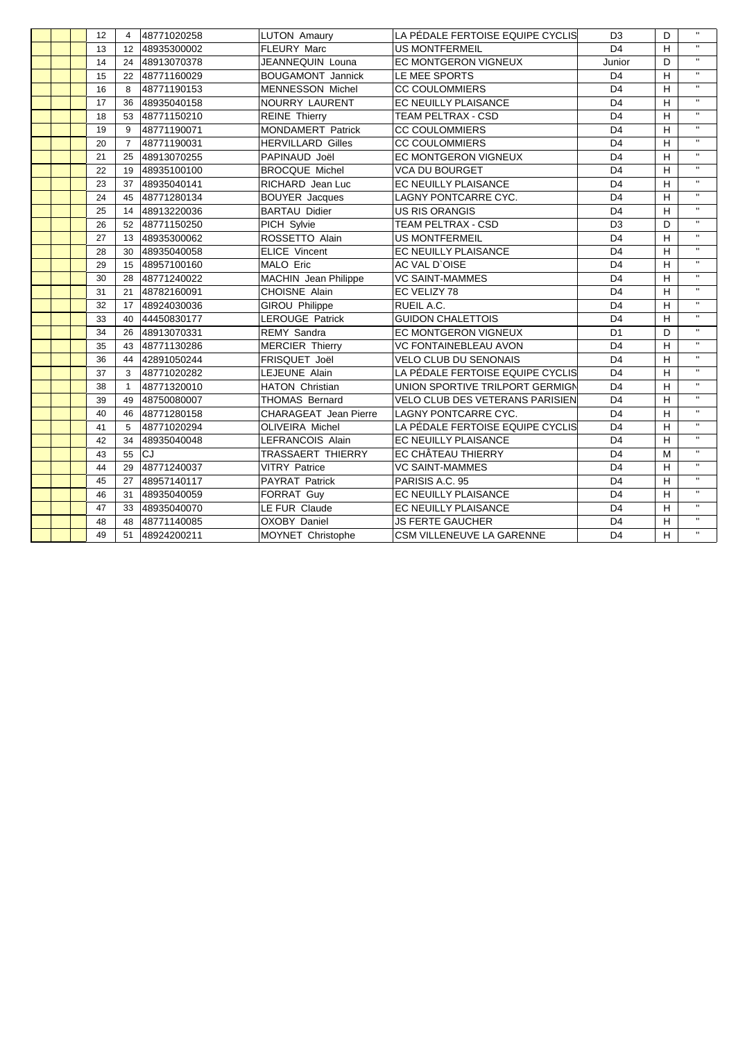| | | | | | | | | | |
|---|---|---|---|---|---|---|---|---|---|
| | | 12 | 4 | 48771020258 | LUTON Amaury | LA PÉDALE FERTOISE EQUIPE CYCLIS | D3 | D | " |
| | | 13 | 12 | 48935300002 | FLEURY Marc | US MONTFERMEIL | D4 | H | " |
| | | 14 | 24 | 48913070378 | JEANNEQUIN Louna | EC MONTGERON VIGNEUX | Junior | D | " |
| | | 15 | 22 | 48771160029 | BOUGAMONT Jannick | LE MEE SPORTS | D4 | H | " |
| | | 16 | 8 | 48771190153 | MENNESSON Michel | CC COULOMMIERS | D4 | H | " |
| | | 17 | 36 | 48935040158 | NOURRY LAURENT | EC NEUILLY PLAISANCE | D4 | H | " |
| | | 18 | 53 | 48771150210 | REINE Thierry | TEAM PELTRAX - CSD | D4 | H | " |
| | | 19 | 9 | 48771190071 | MONDAMERT Patrick | CC COULOMMIERS | D4 | H | " |
| | | 20 | 7 | 48771190031 | HERVILLARD Gilles | CC COULOMMIERS | D4 | H | " |
| | | 21 | 25 | 48913070255 | PAPINAUD Joël | EC MONTGERON VIGNEUX | D4 | H | " |
| | | 22 | 19 | 48935100100 | BROCQUE Michel | VCA DU BOURGET | D4 | H | " |
| | | 23 | 37 | 48935040141 | RICHARD Jean Luc | EC NEUILLY PLAISANCE | D4 | H | " |
| | | 24 | 45 | 48771280134 | BOUYER Jacques | LAGNY PONTCARRE CYC. | D4 | H | " |
| | | 25 | 14 | 48913220036 | BARTAU Didier | US RIS ORANGIS | D4 | H | " |
| | | 26 | 52 | 48771150250 | PICH Sylvie | TEAM PELTRAX - CSD | D3 | D | " |
| | | 27 | 13 | 48935300062 | ROSSETTO Alain | US MONTFERMEIL | D4 | H | " |
| | | 28 | 30 | 48935040058 | ELICE Vincent | EC NEUILLY PLAISANCE | D4 | H | " |
| | | 29 | 15 | 48957100160 | MALO Eric | AC VAL D`OISE | D4 | H | " |
| | | 30 | 28 | 48771240022 | MACHIN Jean Philippe | VC SAINT-MAMMES | D4 | H | " |
| | | 31 | 21 | 48782160091 | CHOISNE Alain | EC VELIZY 78 | D4 | H | " |
| | | 32 | 17 | 48924030036 | GIROU Philippe | RUEIL A.C. | D4 | H | " |
| | | 33 | 40 | 44450830177 | LEROUGE Patrick | GUIDON CHALETTOIS | D4 | H | " |
| | | 34 | 26 | 48913070331 | REMY Sandra | EC MONTGERON VIGNEUX | D1 | D | " |
| | | 35 | 43 | 48771130286 | MERCIER Thierry | VC FONTAINEBLEAU AVON | D4 | H | " |
| | | 36 | 44 | 42891050244 | FRISQUET Joël | VELO CLUB DU SENONAIS | D4 | H | " |
| | | 37 | 3 | 48771020282 | LEJEUNE Alain | LA PÉDALE FERTOISE EQUIPE CYCLIS | D4 | H | " |
| | | 38 | 1 | 48771320010 | HATON Christian | UNION SPORTIVE TRILPORT GERMIGN | D4 | H | " |
| | | 39 | 49 | 48750080007 | THOMAS Bernard | VELO CLUB DES VETERANS PARISIEN | D4 | H | " |
| | | 40 | 46 | 48771280158 | CHARAGEAT Jean Pierre | LAGNY PONTCARRE CYC. | D4 | H | " |
| | | 41 | 5 | 48771020294 | OLIVEIRA Michel | LA PÉDALE FERTOISE EQUIPE CYCLIS | D4 | H | " |
| | | 42 | 34 | 48935040048 | LEFRANCOIS Alain | EC NEUILLY PLAISANCE | D4 | H | " |
| | | 43 | 55 | CJ | TRASSAERT THIERRY | EC CHÂTEAU THIERRY | D4 | M | " |
| | | 44 | 29 | 48771240037 | VITRY Patrice | VC SAINT-MAMMES | D4 | H | " |
| | | 45 | 27 | 48957140117 | PAYRAT Patrick | PARISIS A.C. 95 | D4 | H | " |
| | | 46 | 31 | 48935040059 | FORRAT Guy | EC NEUILLY PLAISANCE | D4 | H | " |
| | | 47 | 33 | 48935040070 | LE FUR Claude | EC NEUILLY PLAISANCE | D4 | H | " |
| | | 48 | 48 | 48771140085 | OXOBY Daniel | JS FERTE GAUCHER | D4 | H | " |
| | | 49 | 51 | 48924200211 | MOYNET Christophe | CSM VILLENEUVE LA GARENNE | D4 | H | " |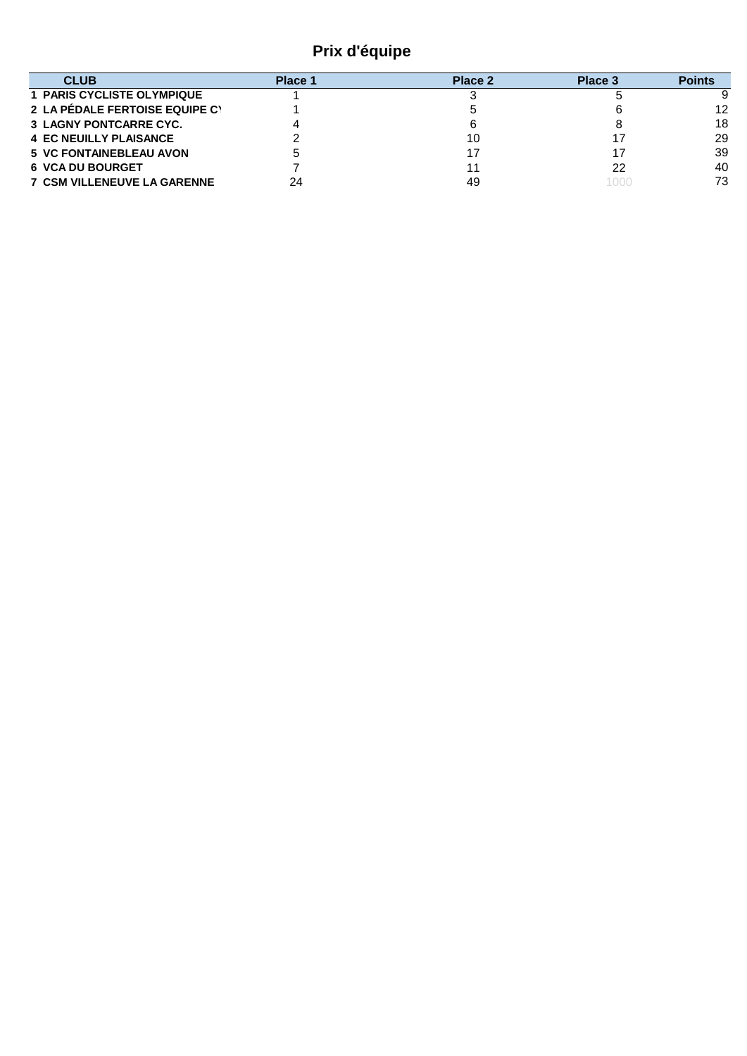# Prix d'équipe

| CLUB | Place 1 | Place 2 | Place 3 | Points |
|---|---|---|---|---|
| 1 PARIS CYCLISTE OLYMPIQUE | 1 | 3 | 5 | 9 |
| 2 LA PÉDALE FERTOISE EQUIPE CY | 1 | 5 | 6 | 12 |
| 3 LAGNY PONTCARRE CYC. | 4 | 6 | 8 | 18 |
| 4 EC NEUILLY PLAISANCE | 2 | 10 | 17 | 29 |
| 5 VC FONTAINEBLEAU AVON | 5 | 17 | 17 | 39 |
| 6 VCA DU BOURGET | 7 | 11 | 22 | 40 |
| 7 CSM VILLENEUVE LA GARENNE | 24 | 49 | 1000 | 73 |